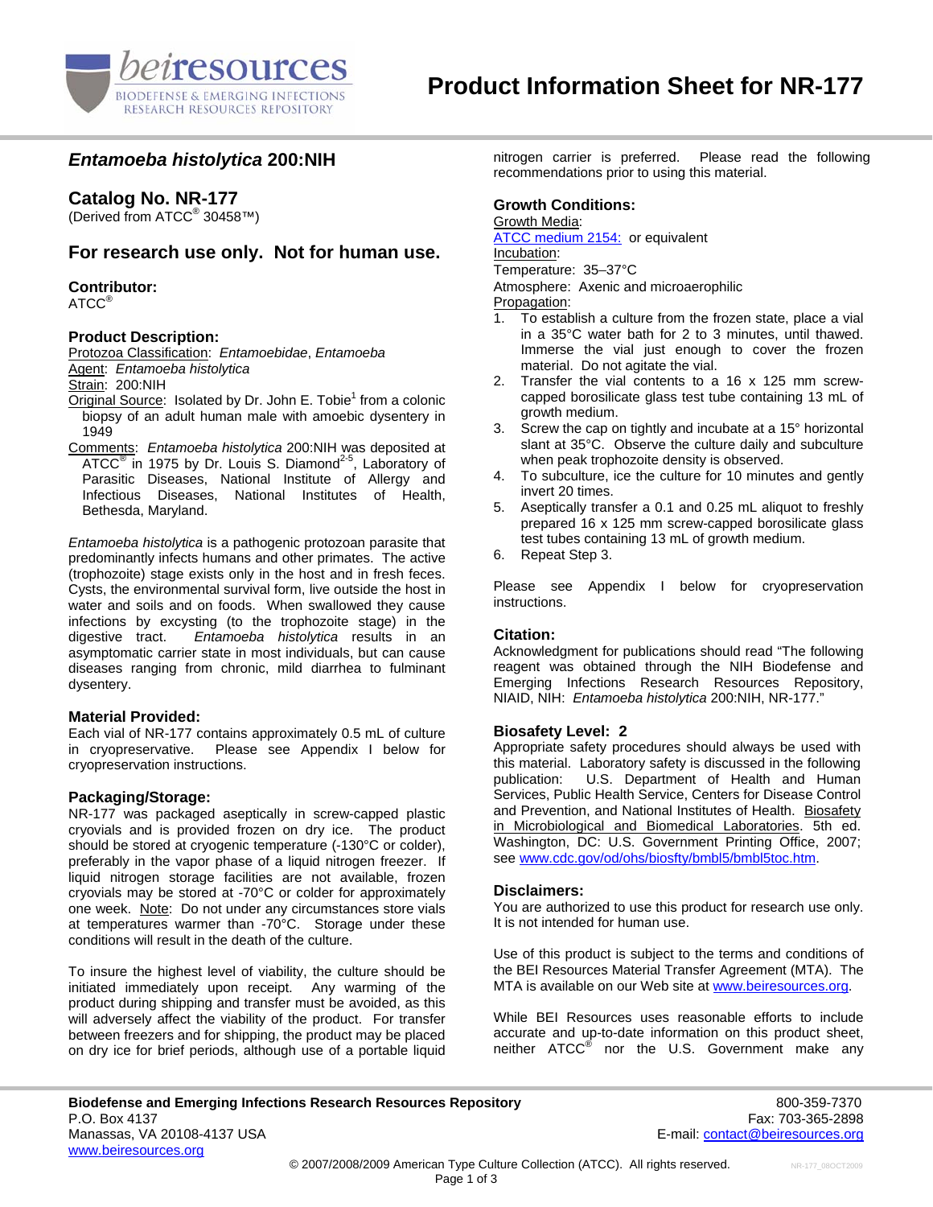# Product Information Sheet for NR-177

## *Entamoeba histolytica* 200:NIH

## Catalog No. NR-177

(Derived from ATCC® 30458™)

## For research use only. Not for human use.

### Contributor:

ATCC®

### Product Description:

Protozoa Classification: *Entamoebidae*, *Entamoeba*

Agent: *Entamoeba histolytica*

Strain: 200:NIH

Original Source: Isolated by Dr. John E. Tobie[1] from a colonic biopsy of an adult human male with amoebic dysentery in 1949

Comments: *Entamoeba histolytica* 200:NIH was deposited at ATCC® in 1975 by Dr. Louis S. Diamond[2-5], Laboratory of Parasitic Diseases, National Institute of Allergy and Infectious Diseases, National Institutes of Health, Bethesda, Maryland.

*Entamoeba histolytica* is a pathogenic protozoan parasite that predominantly infects humans and other primates. The active (trophozoite) stage exists only in the host and in fresh feces. Cysts, the environmental survival form, live outside the host in water and soils and on foods. When swallowed they cause infections by excysting (to the trophozoite stage) in the digestive tract. *Entamoeba histolytica* results in an asymptomatic carrier state in most individuals, but can cause diseases ranging from chronic, mild diarrhea to fulminant dysentery.

### Material Provided:

Each vial of NR-177 contains approximately 0.5 mL of culture in cryopreservative. Please see Appendix I below for cryopreservation instructions.

### Packaging/Storage:

NR-177 was packaged aseptically in screw-capped plastic cryovials and is provided frozen on dry ice. The product should be stored at cryogenic temperature (-130°C or colder), preferably in the vapor phase of a liquid nitrogen freezer. If liquid nitrogen storage facilities are not available, frozen cryovials may be stored at -70°C or colder for approximately one week. Note: Do not under any circumstances store vials at temperatures warmer than -70°C. Storage under these conditions will result in the death of the culture.

To insure the highest level of viability, the culture should be initiated immediately upon receipt. Any warming of the product during shipping and transfer must be avoided, as this will adversely affect the viability of the product. For transfer between freezers and for shipping, the product may be placed on dry ice for brief periods, although use of a portable liquid nitrogen carrier is preferred. Please read the following recommendations prior to using this material.

### Growth Conditions:

Growth Media:

ATCC medium 2154: or equivalent

Incubation:

Temperature: 35–37°C

Atmosphere: Axenic and microaerophilic

Propagation:

1. To establish a culture from the frozen state, place a vial in a 35°C water bath for 2 to 3 minutes, until thawed. Immerse the vial just enough to cover the frozen material. Do not agitate the vial.
2. Transfer the vial contents to a 16 x 125 mm screw-capped borosilicate glass test tube containing 13 mL of growth medium.
3. Screw the cap on tightly and incubate at a 15° horizontal slant at 35°C. Observe the culture daily and subculture when peak trophozoite density is observed.
4. To subculture, ice the culture for 10 minutes and gently invert 20 times.
5. Aseptically transfer a 0.1 and 0.25 mL aliquot to freshly prepared 16 x 125 mm screw-capped borosilicate glass test tubes containing 13 mL of growth medium.
6. Repeat Step 3.

Please see Appendix I below for cryopreservation instructions.

### Citation:

Acknowledgment for publications should read "The following reagent was obtained through the NIH Biodefense and Emerging Infections Research Resources Repository, NIAID, NIH: *Entamoeba histolytica* 200:NIH, NR-177."

### Biosafety Level: 2

Appropriate safety procedures should always be used with this material. Laboratory safety is discussed in the following publication: U.S. Department of Health and Human Services, Public Health Service, Centers for Disease Control and Prevention, and National Institutes of Health. Biosafety in Microbiological and Biomedical Laboratories. 5th ed. Washington, DC: U.S. Government Printing Office, 2007; see www.cdc.gov/od/ohs/biosfty/bmbl5/bmbl5toc.htm.

### Disclaimers:

You are authorized to use this product for research use only. It is not intended for human use.

Use of this product is subject to the terms and conditions of the BEI Resources Material Transfer Agreement (MTA). The MTA is available on our Web site at www.beiresources.org.

While BEI Resources uses reasonable efforts to include accurate and up-to-date information on this product sheet, neither ATCC® nor the U.S. Government make any

**Biodefense and Emerging Infections Research Resources Repository**
P.O. Box 4137
Manassas, VA 20108-4137 USA
www.beiresources.org

800-359-7370
Fax: 703-365-2898
E-mail: contact@beiresources.org

© 2007/2008/2009 American Type Culture Collection (ATCC). All rights reserved.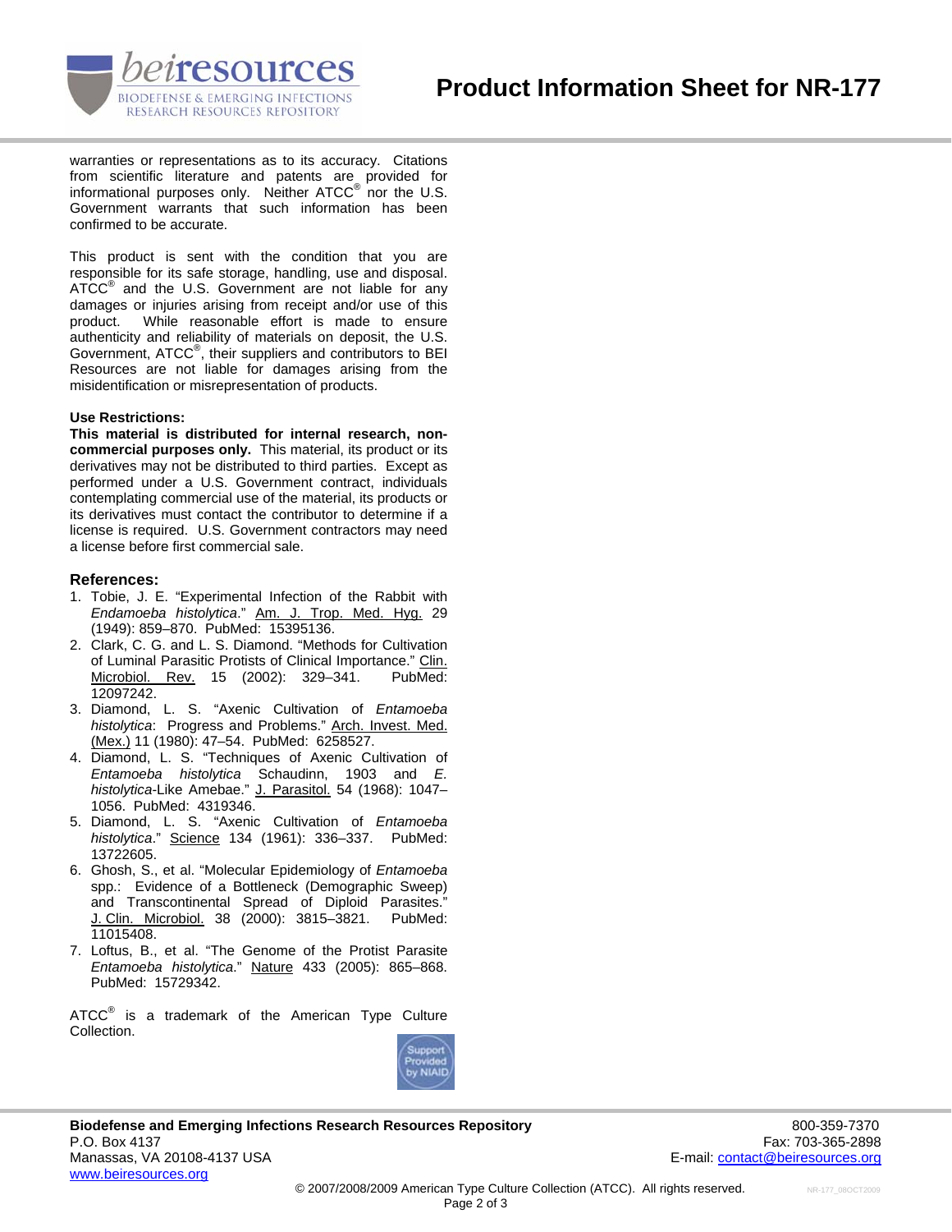warranties or representations as to its accuracy. Citations from scientific literature and patents are provided for informational purposes only. Neither ATCC® nor the U.S. Government warrants that such information has been confirmed to be accurate.

This product is sent with the condition that you are responsible for its safe storage, handling, use and disposal. ATCC® and the U.S. Government are not liable for any damages or injuries arising from receipt and/or use of this product. While reasonable effort is made to ensure authenticity and reliability of materials on deposit, the U.S. Government, ATCC®, their suppliers and contributors to BEI Resources are not liable for damages arising from the misidentification or misrepresentation of products.

**Use Restrictions:**

**This material is distributed for internal research, non-commercial purposes only.** This material, its product or its derivatives may not be distributed to third parties. Except as performed under a U.S. Government contract, individuals contemplating commercial use of the material, its products or its derivatives must contact the contributor to determine if a license is required. U.S. Government contractors may need a license before first commercial sale.

## References:

1. Tobie, J. E. "Experimental Infection of the Rabbit with *Endamoeba histolytica*." Am. J. Trop. Med. Hyg. 29 (1949): 859–870. PubMed: 15395136.
2. Clark, C. G. and L. S. Diamond. "Methods for Cultivation of Luminal Parasitic Protists of Clinical Importance." Clin. Microbiol. Rev. 15 (2002): 329–341. PubMed: 12097242.
3. Diamond, L. S. "Axenic Cultivation of *Entamoeba histolytica*: Progress and Problems." Arch. Invest. Med. (Mex.) 11 (1980): 47–54. PubMed: 6258527.
4. Diamond, L. S. "Techniques of Axenic Cultivation of *Entamoeba histolytica* Schaudinn, 1903 and *E. histolytica*-Like Amebae." J. Parasitol. 54 (1968): 1047–1056. PubMed: 4319346.
5. Diamond, L. S. "Axenic Cultivation of *Entamoeba histolytica*." Science 134 (1961): 336–337. PubMed: 13722605.
6. Ghosh, S., et al. "Molecular Epidemiology of *Entamoeba* spp.: Evidence of a Bottleneck (Demographic Sweep) and Transcontinental Spread of Diploid Parasites." J. Clin. Microbiol. 38 (2000): 3815–3821. PubMed: 11015408.
7. Loftus, B., et al. "The Genome of the Protist Parasite *Entamoeba histolytica*." Nature 433 (2005): 865–868. PubMed: 15729342.

ATCC® is a trademark of the American Type Culture Collection.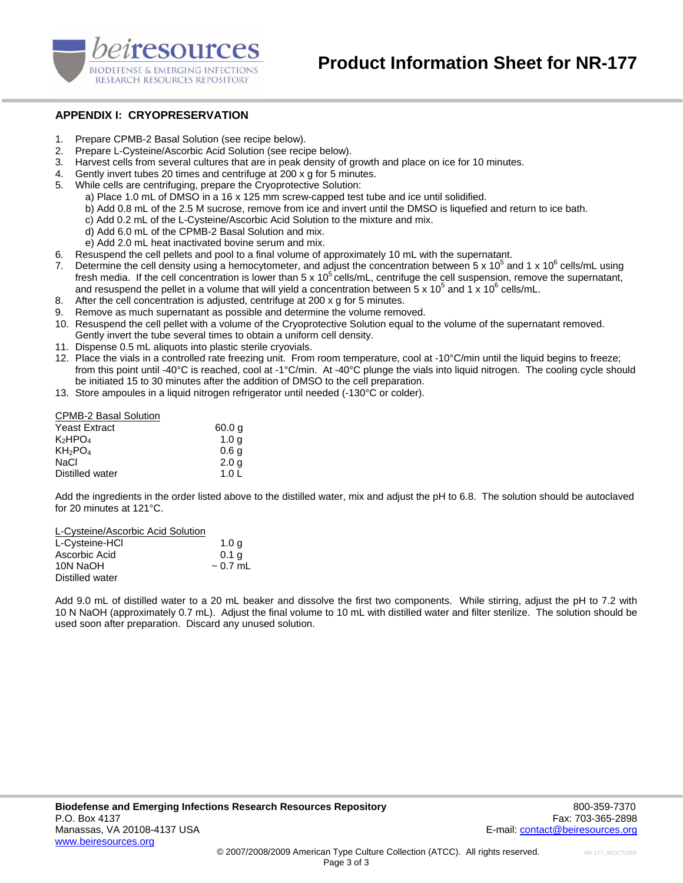## APPENDIX I: CRYOPRESERVATION

1. Prepare CPMB-2 Basal Solution (see recipe below).
2. Prepare L-Cysteine/Ascorbic Acid Solution (see recipe below).
3. Harvest cells from several cultures that are in peak density of growth and place on ice for 10 minutes.
4. Gently invert tubes 20 times and centrifuge at 200 x g for 5 minutes.
5. While cells are centrifuging, prepare the Cryoprotective Solution:
   a) Place 1.0 mL of DMSO in a 16 x 125 mm screw-capped test tube and ice until solidified.
   b) Add 0.8 mL of the 2.5 M sucrose, remove from ice and invert until the DMSO is liquefied and return to ice bath.
   c) Add 0.2 mL of the L-Cysteine/Ascorbic Acid Solution to the mixture and mix.
   d) Add 6.0 mL of the CPMB-2 Basal Solution and mix.
   e) Add 2.0 mL heat inactivated bovine serum and mix.
6. Resuspend the cell pellets and pool to a final volume of approximately 10 mL with the supernatant.
7. Determine the cell density using a hemocytometer, and adjust the concentration between 5 x $10^5$ and 1 x $10^6$ cells/mL using fresh media. If the cell concentration is lower than 5 x $10^5$ cells/mL, centrifuge the cell suspension, remove the supernatant, and resuspend the pellet in a volume that will yield a concentration between 5 x $10^5$ and 1 x $10^6$ cells/mL.
8. After the cell concentration is adjusted, centrifuge at 200 x g for 5 minutes.
9. Remove as much supernatant as possible and determine the volume removed.
10. Resuspend the cell pellet with a volume of the Cryoprotective Solution equal to the volume of the supernatant removed. Gently invert the tube several times to obtain a uniform cell density.
11. Dispense 0.5 mL aliquots into plastic sterile cryovials.
12. Place the vials in a controlled rate freezing unit. From room temperature, cool at -10°C/min until the liquid begins to freeze; from this point until -40°C is reached, cool at -1°C/min. At -40°C plunge the vials into liquid nitrogen. The cooling cycle should be initiated 15 to 30 minutes after the addition of DMSO to the cell preparation.
13. Store ampoules in a liquid nitrogen refrigerator until needed (-130°C or colder).

CPMB-2 Basal Solution

| | |
|---|---|
| Yeast Extract | 60.0 g |
| $K_2HPO_4$ | 1.0 g |
| $KH_2PO_4$ | 0.6 g |
| NaCl | 2.0 g |
| Distilled water | 1.0 L |

Add the ingredients in the order listed above to the distilled water, mix and adjust the pH to 6.8. The solution should be autoclaved for 20 minutes at 121°C.

L-Cysteine/Ascorbic Acid Solution

| | |
|---|---|
| L-Cysteine-HCl | 1.0 g |
| Ascorbic Acid | 0.1 g |
| 10N NaOH | ~ 0.7 mL |
| Distilled water | |

Add 9.0 mL of distilled water to a 20 mL beaker and dissolve the first two components. While stirring, adjust the pH to 7.2 with 10 N NaOH (approximately 0.7 mL). Adjust the final volume to 10 mL with distilled water and filter sterilize. The solution should be used soon after preparation. Discard any unused solution.